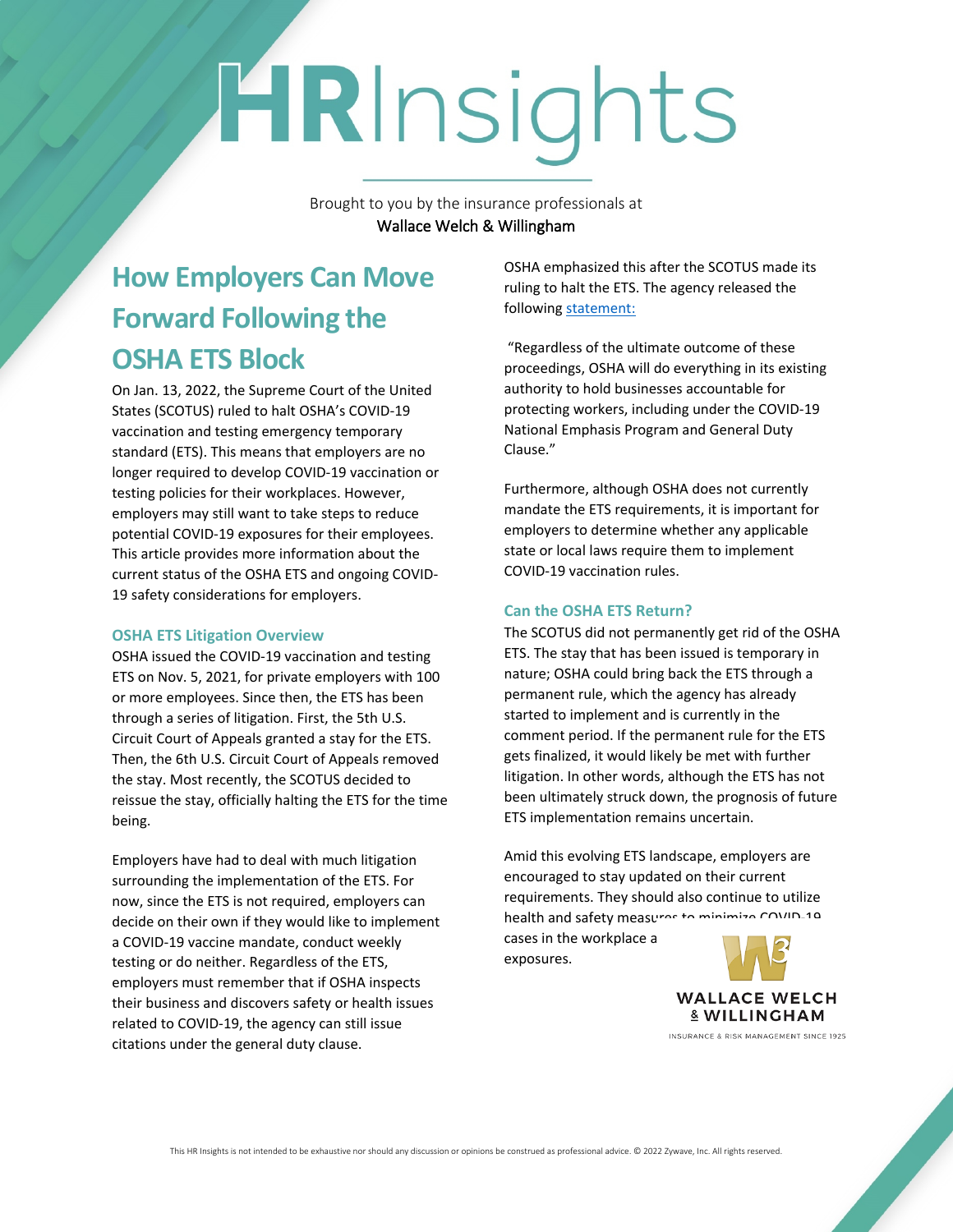# HRInsights

Brought to you by the insurance professionals at
Wallace Welch & Willingham

## How Employers Can Move Forward Following the OSHA ETS Block

On Jan. 13, 2022, the Supreme Court of the United States (SCOTUS) ruled to halt OSHA's COVID-19 vaccination and testing emergency temporary standard (ETS). This means that employers are no longer required to develop COVID-19 vaccination or testing policies for their workplaces. However, employers may still want to take steps to reduce potential COVID-19 exposures for their employees. This article provides more information about the current status of the OSHA ETS and ongoing COVID-19 safety considerations for employers.

### OSHA ETS Litigation Overview

OSHA issued the COVID-19 vaccination and testing ETS on Nov. 5, 2021, for private employers with 100 or more employees. Since then, the ETS has been through a series of litigation. First, the 5th U.S. Circuit Court of Appeals granted a stay for the ETS. Then, the 6th U.S. Circuit Court of Appeals removed the stay. Most recently, the SCOTUS decided to reissue the stay, officially halting the ETS for the time being.

Employers have had to deal with much litigation surrounding the implementation of the ETS. For now, since the ETS is not required, employers can decide on their own if they would like to implement a COVID-19 vaccine mandate, conduct weekly testing or do neither. Regardless of the ETS, employers must remember that if OSHA inspects their business and discovers safety or health issues related to COVID-19, the agency can still issue citations under the general duty clause.

OSHA emphasized this after the SCOTUS made its ruling to halt the ETS. The agency released the following statement:

"Regardless of the ultimate outcome of these proceedings, OSHA will do everything in its existing authority to hold businesses accountable for protecting workers, including under the COVID-19 National Emphasis Program and General Duty Clause."

Furthermore, although OSHA does not currently mandate the ETS requirements, it is important for employers to determine whether any applicable state or local laws require them to implement COVID-19 vaccination rules.

### Can the OSHA ETS Return?

The SCOTUS did not permanently get rid of the OSHA ETS. The stay that has been issued is temporary in nature; OSHA could bring back the ETS through a permanent rule, which the agency has already started to implement and is currently in the comment period. If the permanent rule for the ETS gets finalized, it would likely be met with further litigation. In other words, although the ETS has not been ultimately struck down, the prognosis of future ETS implementation remains uncertain.

Amid this evolving ETS landscape, employers are encouraged to stay updated on their current requirements. They should also continue to utilize health and safety measures to minimize COVID-19 cases in the workplace a exposures.

WALLACE WELCH & WILLINGHAM
INSURANCE & RISK MANAGEMENT SINCE 1925

This HR Insights is not intended to be exhaustive nor should any discussion or opinions be construed as professional advice. © 2022 Zywave, Inc. All rights reserved.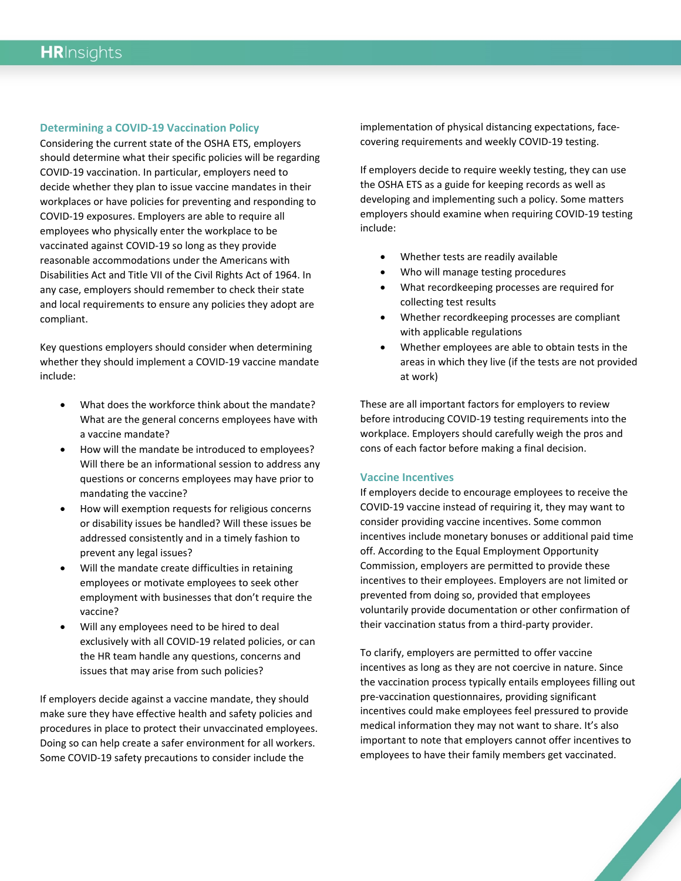## Determining a COVID-19 Vaccination Policy

Considering the current state of the OSHA ETS, employers should determine what their specific policies will be regarding COVID-19 vaccination. In particular, employers need to decide whether they plan to issue vaccine mandates in their workplaces or have policies for preventing and responding to COVID-19 exposures. Employers are able to require all employees who physically enter the workplace to be vaccinated against COVID-19 so long as they provide reasonable accommodations under the Americans with Disabilities Act and Title VII of the Civil Rights Act of 1964. In any case, employers should remember to check their state and local requirements to ensure any policies they adopt are compliant.

Key questions employers should consider when determining whether they should implement a COVID-19 vaccine mandate include:

- What does the workforce think about the mandate? What are the general concerns employees have with a vaccine mandate?
- How will the mandate be introduced to employees? Will there be an informational session to address any questions or concerns employees may have prior to mandating the vaccine?
- How will exemption requests for religious concerns or disability issues be handled? Will these issues be addressed consistently and in a timely fashion to prevent any legal issues?
- Will the mandate create difficulties in retaining employees or motivate employees to seek other employment with businesses that don't require the vaccine?
- Will any employees need to be hired to deal exclusively with all COVID-19 related policies, or can the HR team handle any questions, concerns and issues that may arise from such policies?

If employers decide against a vaccine mandate, they should make sure they have effective health and safety policies and procedures in place to protect their unvaccinated employees. Doing so can help create a safer environment for all workers. Some COVID-19 safety precautions to consider include the implementation of physical distancing expectations, face-covering requirements and weekly COVID-19 testing.

If employers decide to require weekly testing, they can use the OSHA ETS as a guide for keeping records as well as developing and implementing such a policy. Some matters employers should examine when requiring COVID-19 testing include:

- Whether tests are readily available
- Who will manage testing procedures
- What recordkeeping processes are required for collecting test results
- Whether recordkeeping processes are compliant with applicable regulations
- Whether employees are able to obtain tests in the areas in which they live (if the tests are not provided at work)

These are all important factors for employers to review before introducing COVID-19 testing requirements into the workplace. Employers should carefully weigh the pros and cons of each factor before making a final decision.

## Vaccine Incentives

If employers decide to encourage employees to receive the COVID-19 vaccine instead of requiring it, they may want to consider providing vaccine incentives. Some common incentives include monetary bonuses or additional paid time off. According to the Equal Employment Opportunity Commission, employers are permitted to provide these incentives to their employees. Employers are not limited or prevented from doing so, provided that employees voluntarily provide documentation or other confirmation of their vaccination status from a third-party provider.

To clarify, employers are permitted to offer vaccine incentives as long as they are not coercive in nature. Since the vaccination process typically entails employees filling out pre-vaccination questionnaires, providing significant incentives could make employees feel pressured to provide medical information they may not want to share. It's also important to note that employers cannot offer incentives to employees to have their family members get vaccinated.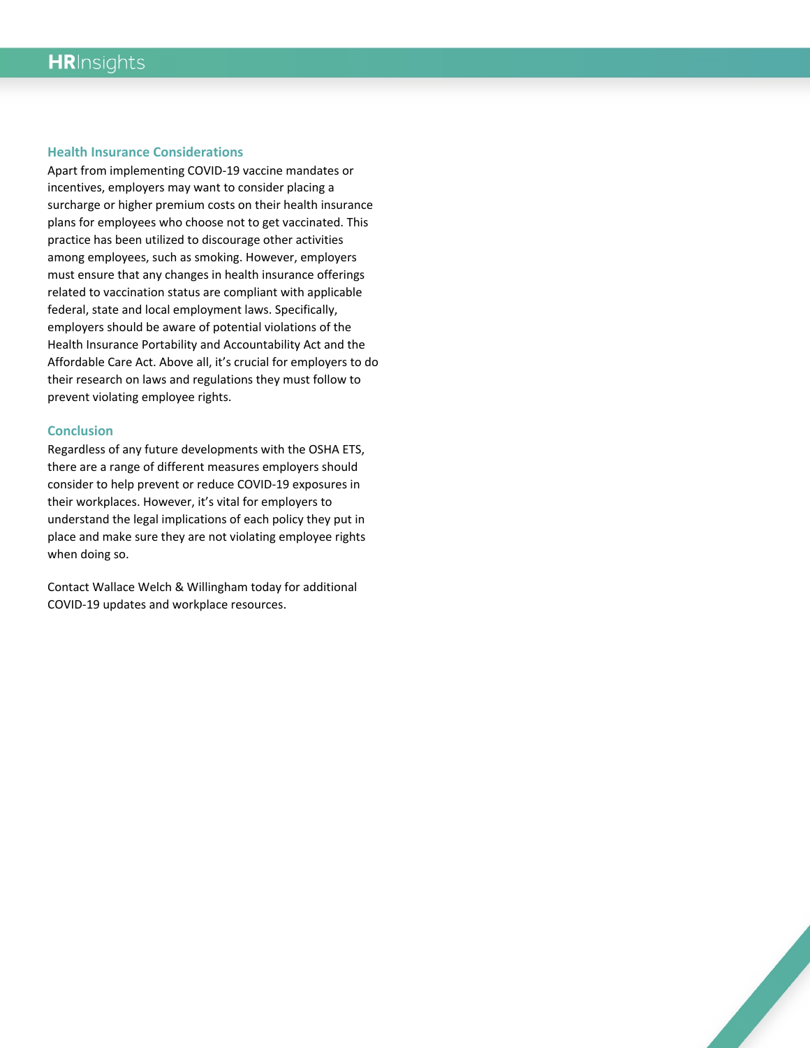### Health Insurance Considerations

Apart from implementing COVID-19 vaccine mandates or incentives, employers may want to consider placing a surcharge or higher premium costs on their health insurance plans for employees who choose not to get vaccinated. This practice has been utilized to discourage other activities among employees, such as smoking. However, employers must ensure that any changes in health insurance offerings related to vaccination status are compliant with applicable federal, state and local employment laws. Specifically, employers should be aware of potential violations of the Health Insurance Portability and Accountability Act and the Affordable Care Act. Above all, it's crucial for employers to do their research on laws and regulations they must follow to prevent violating employee rights.

### Conclusion

Regardless of any future developments with the OSHA ETS, there are a range of different measures employers should consider to help prevent or reduce COVID-19 exposures in their workplaces. However, it's vital for employers to understand the legal implications of each policy they put in place and make sure they are not violating employee rights when doing so.

Contact Wallace Welch & Willingham today for additional COVID-19 updates and workplace resources.